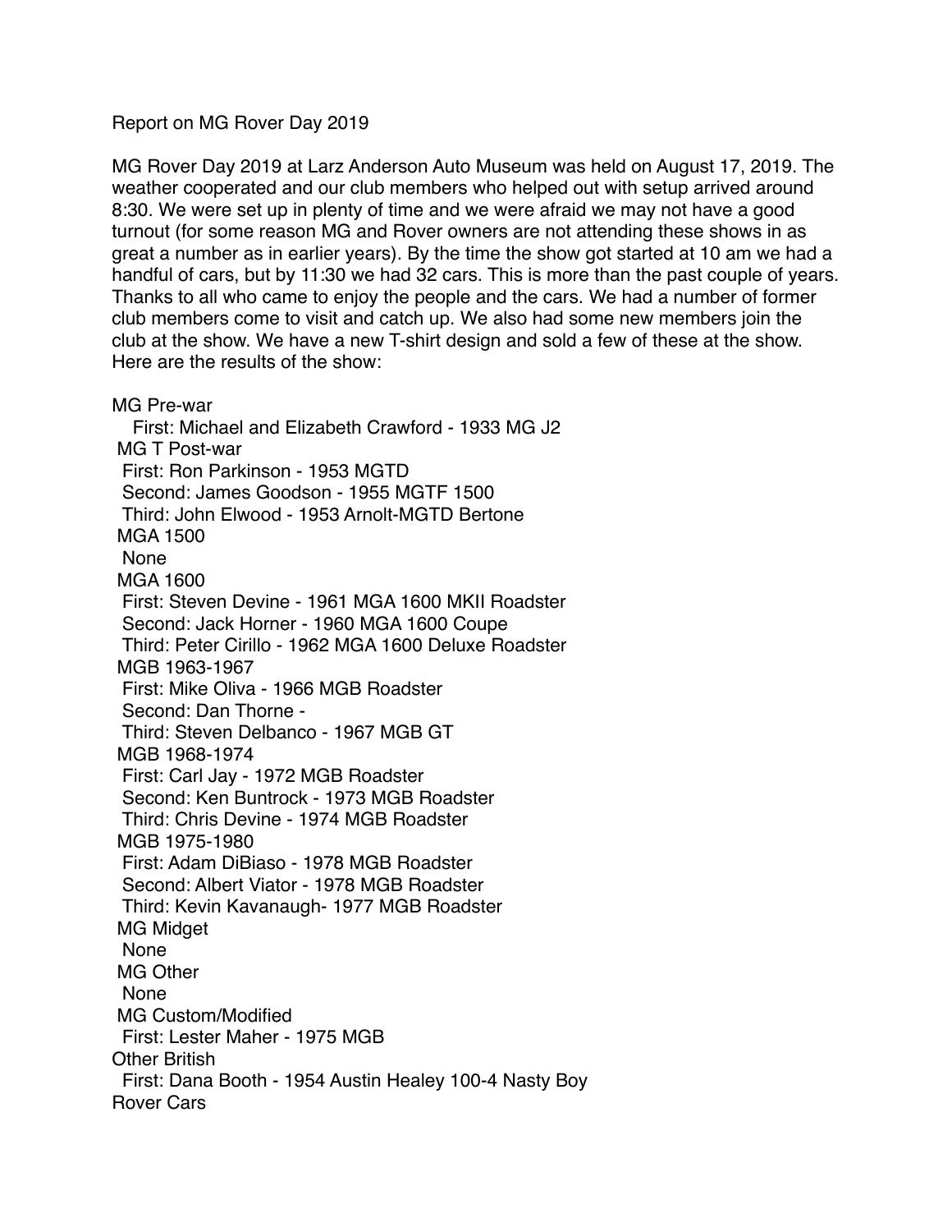# Report on MG Rover Day 2019

MG Rover Day 2019 at Larz Anderson Auto Museum was held on August 17, 2019. The weather cooperated and our club members who helped out with setup arrived around 8:30. We were set up in plenty of time and we were afraid we may not have a good turnout (for some reason MG and Rover owners are not attending these shows in as great a number as in earlier years). By the time the show got started at 10 am we had a handful of cars, but by 11:30 we had 32 cars. This is more than the past couple of years. Thanks to all who came to enjoy the people and the cars. We had a number of former club members come to visit and catch up. We also had some new members join the club at the show. We have a new T-shirt design and sold a few of these at the show. Here are the results of the show:

**MG Pre-war**
- First: Michael and Elizabeth Crawford - 1933 MG J2

**MG T Post-war**
- First: Ron Parkinson - 1953 MGTD
- Second: James Goodson - 1955 MGTF 1500
- Third: John Elwood - 1953 Arnolt-MGTD Bertone

**MGA 1500**
- None

**MGA 1600**
- First: Steven Devine - 1961 MGA 1600 MKII Roadster
- Second: Jack Horner - 1960 MGA 1600 Coupe
- Third: Peter Cirillo - 1962 MGA 1600 Deluxe Roadster

**MGB 1963-1967**
- First: Mike Oliva - 1966 MGB Roadster
- Second: Dan Thorne -
- Third: Steven Delbanco - 1967 MGB GT

**MGB 1968-1974**
- First: Carl Jay - 1972 MGB Roadster
- Second: Ken Buntrock - 1973 MGB Roadster
- Third: Chris Devine - 1974 MGB Roadster

**MGB 1975-1980**
- First: Adam DiBiaso - 1978 MGB Roadster
- Second: Albert Viator - 1978 MGB Roadster
- Third: Kevin Kavanaugh- 1977 MGB Roadster

**MG Midget**
- None

**MG Other**
- None

**MG Custom/Modified**
- First: Lester Maher - 1975 MGB

**Other British**
- First: Dana Booth - 1954 Austin Healey 100-4 Nasty Boy

**Rover Cars**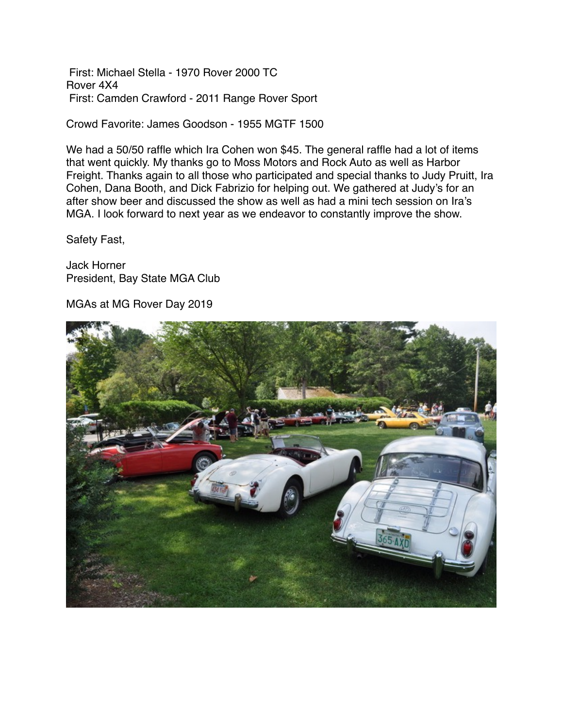First: Michael Stella - 1970 Rover 2000 TC
Rover 4X4
First: Camden Crawford - 2011 Range Rover Sport

Crowd Favorite: James Goodson - 1955 MGTF 1500

We had a 50/50 raffle which Ira Cohen won $45. The general raffle had a lot of items that went quickly. My thanks go to Moss Motors and Rock Auto as well as Harbor Freight. Thanks again to all those who participated and special thanks to Judy Pruitt, Ira Cohen, Dana Booth, and Dick Fabrizio for helping out. We gathered at Judy's for an after show beer and discussed the show as well as had a mini tech session on Ira's MGA. I look forward to next year as we endeavor to constantly improve the show.

Safety Fast,

Jack Horner
President, Bay State MGA Club

MGAs at MG Rover Day 2019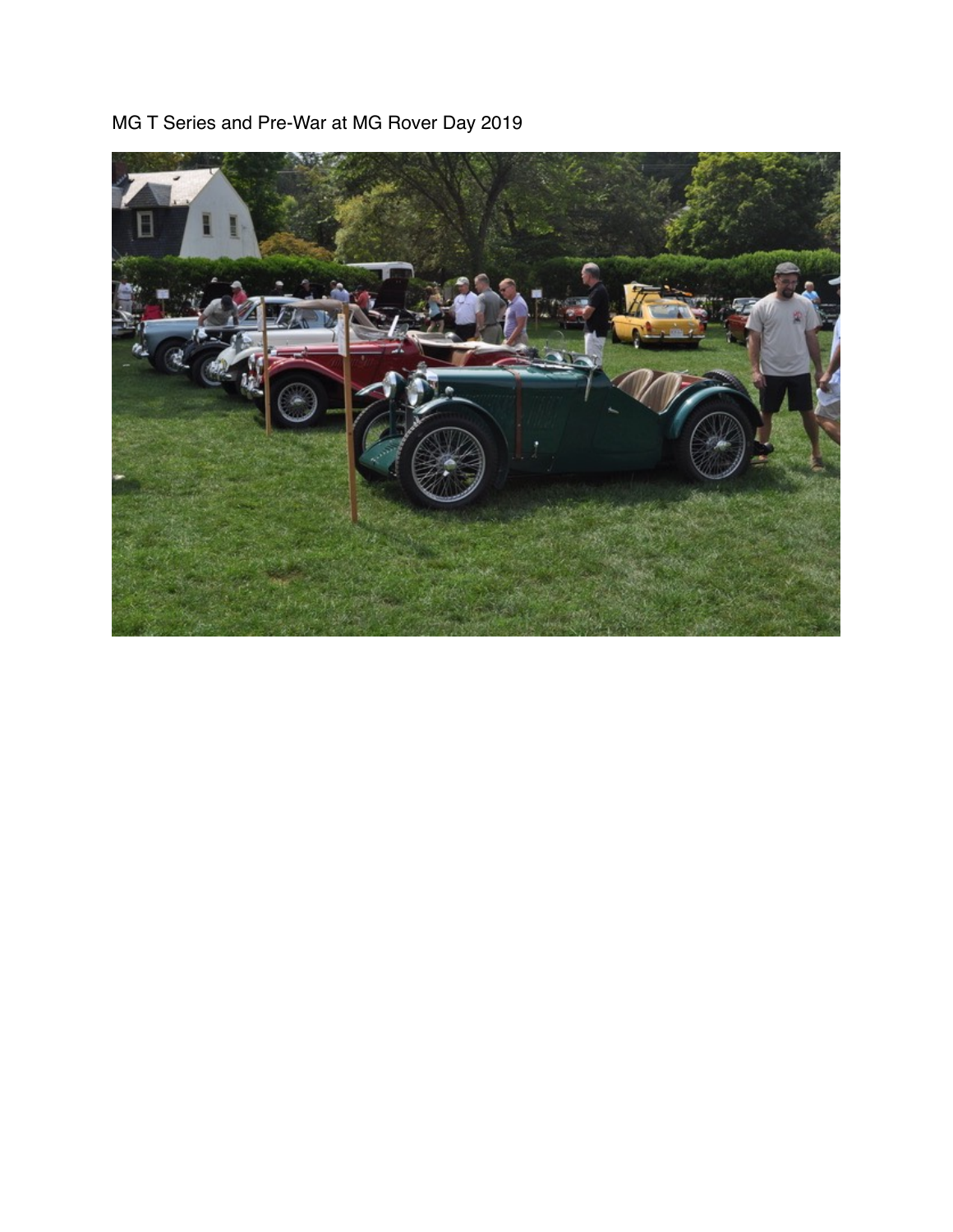MG T Series and Pre-War at MG Rover Day 2019